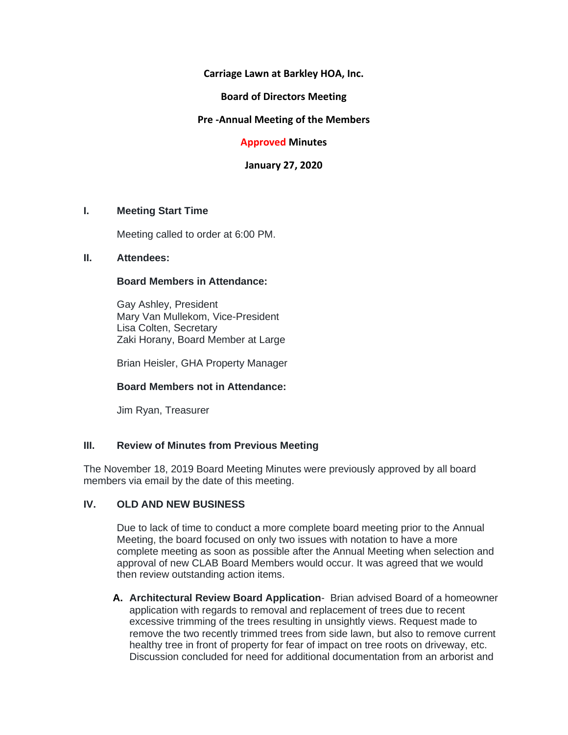**Carriage Lawn at Barkley HOA, Inc.**

**Board of Directors Meeting**

**Pre -Annual Meeting of the Members**

**Approved Minutes**

**January 27, 2020**

## I. Meeting Start Time

Meeting called to order at 6:00 PM.

## II. Attendees:

**Board Members in Attendance:**

Gay Ashley, President
Mary Van Mullekom, Vice-President
Lisa Colten, Secretary
Zaki Horany, Board Member at Large

Brian Heisler, GHA Property Manager

**Board Members not in Attendance:**

Jim Ryan, Treasurer

## III. Review of Minutes from Previous Meeting

The November 18, 2019 Board Meeting Minutes were previously approved by all board members via email by the date of this meeting.

## IV. OLD AND NEW BUSINESS

Due to lack of time to conduct a more complete board meeting prior to the Annual Meeting, the board focused on only two issues with notation to have a more complete meeting as soon as possible after the Annual Meeting when selection and approval of new CLAB Board Members would occur. It was agreed that we would then review outstanding action items.

**A. Architectural Review Board Application**- Brian advised Board of a homeowner application with regards to removal and replacement of trees due to recent excessive trimming of the trees resulting in unsightly views. Request made to remove the two recently trimmed trees from side lawn, but also to remove current healthy tree in front of property for fear of impact on tree roots on driveway, etc. Discussion concluded for need for additional documentation from an arborist and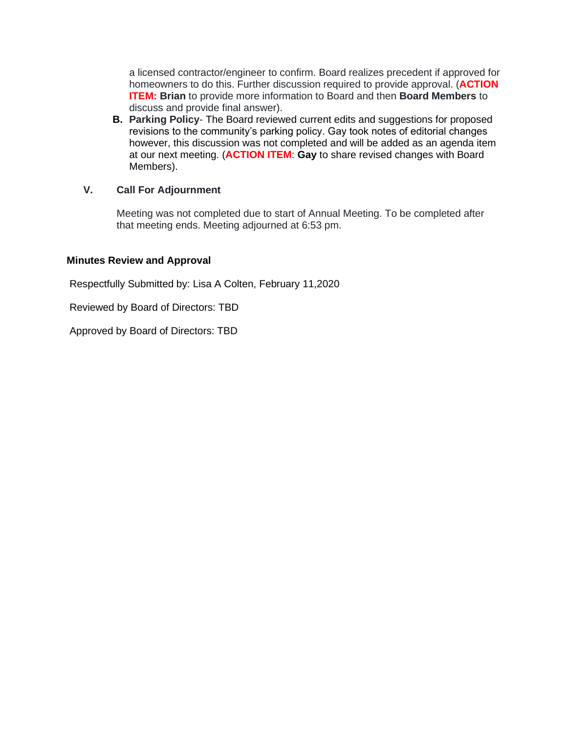a licensed contractor/engineer to confirm. Board realizes precedent if approved for homeowners to do this. Further discussion required to provide approval. (**ACTION ITEM:** **Brian** to provide more information to Board and then **Board Members** to discuss and provide final answer).

**B. Parking Policy**- The Board reviewed current edits and suggestions for proposed revisions to the community's parking policy. Gay took notes of editorial changes however, this discussion was not completed and will be added as an agenda item at our next meeting. (**ACTION ITEM**: **Gay** to share revised changes with Board Members).

**V. Call For Adjournment**

Meeting was not completed due to start of Annual Meeting. To be completed after that meeting ends. Meeting adjourned at 6:53 pm.

**Minutes Review and Approval**

Respectfully Submitted by: Lisa A Colten, February 11,2020

Reviewed by Board of Directors: TBD

Approved by Board of Directors: TBD